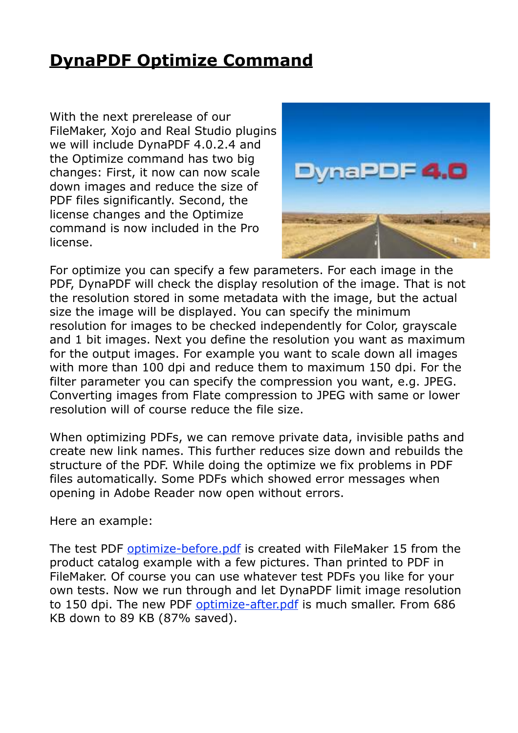# DynaPDF Optimize Command

With the next prerelease of our FileMaker, Xojo and Real Studio plugins we will include DynaPDF 4.0.2.4 and the Optimize command has two big changes: First, it now can now scale down images and reduce the size of PDF files significantly. Second, the license changes and the Optimize command is now included in the Pro license.

For optimize you can specify a few parameters. For each image in the PDF, DynaPDF will check the display resolution of the image. That is not the resolution stored in some metadata with the image, but the actual size the image will be displayed. You can specify the minimum resolution for images to be checked independently for Color, grayscale and 1 bit images. Next you define the resolution you want as maximum for the output images. For example you want to scale down all images with more than 100 dpi and reduce them to maximum 150 dpi. For the filter parameter you can specify the compression you want, e.g. JPEG. Converting images from Flate compression to JPEG with same or lower resolution will of course reduce the file size.

When optimizing PDFs, we can remove private data, invisible paths and create new link names. This further reduces size down and rebuilds the structure of the PDF. While doing the optimize we fix problems in PDF files automatically. Some PDFs which showed error messages when opening in Adobe Reader now open without errors.

Here an example:

The test PDF optimize-before.pdf is created with FileMaker 15 from the product catalog example with a few pictures. Than printed to PDF in FileMaker. Of course you can use whatever test PDFs you like for your own tests. Now we run through and let DynaPDF limit image resolution to 150 dpi. The new PDF optimize-after.pdf is much smaller. From 686 KB down to 89 KB (87% saved).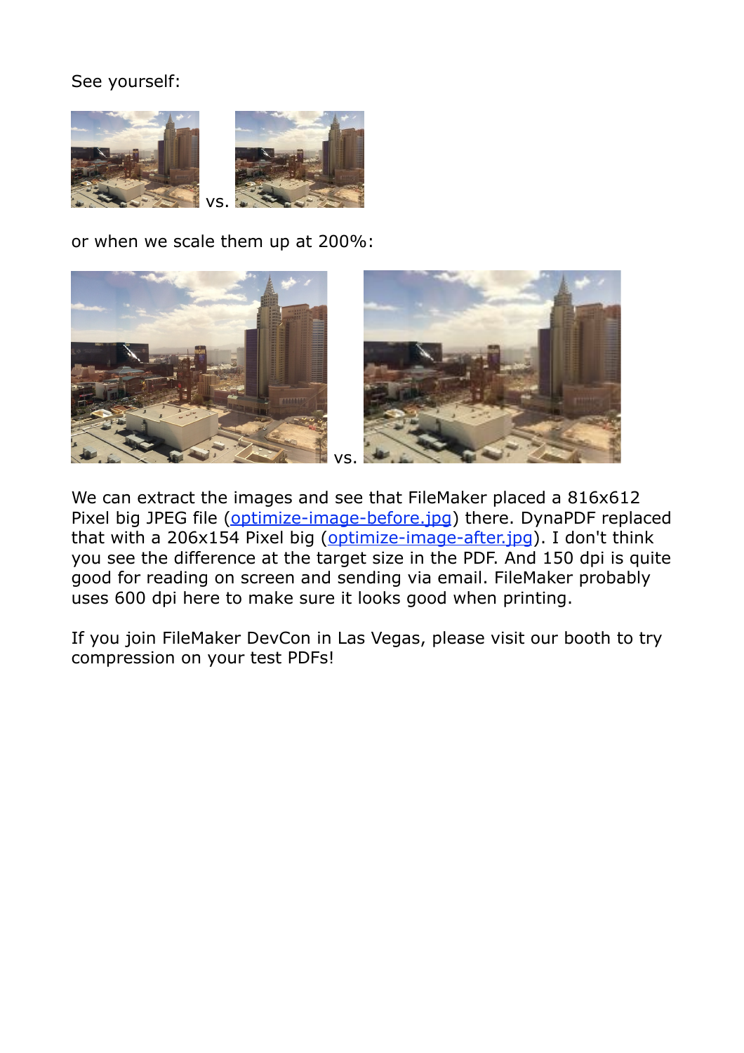See yourself:

vs.

or when we scale them up at 200%:

vs.

We can extract the images and see that FileMaker placed a 816x612 Pixel big JPEG file ([optimize-image-before.jpg]) there. DynaPDF replaced that with a 206x154 Pixel big ([optimize-image-after.jpg]). I don't think you see the difference at the target size in the PDF. And 150 dpi is quite good for reading on screen and sending via email. FileMaker probably uses 600 dpi here to make sure it looks good when printing.

If you join FileMaker DevCon in Las Vegas, please visit our booth to try compression on your test PDFs!